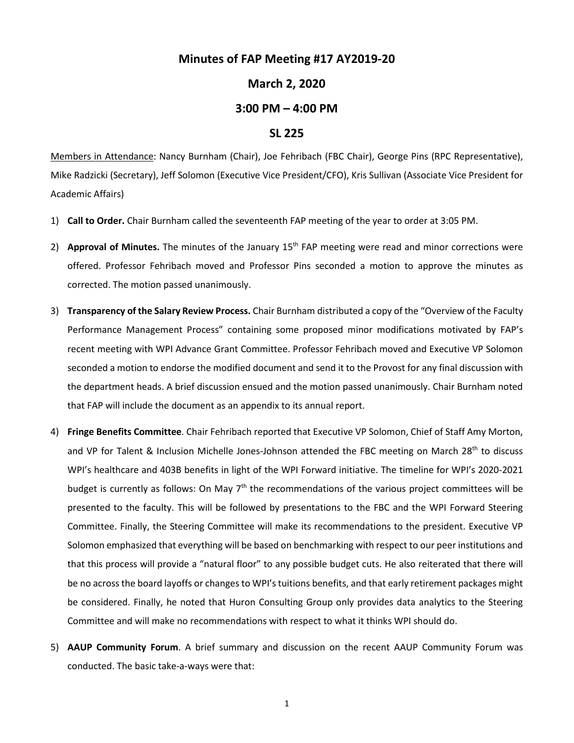# Minutes of FAP Meeting #17 AY2019-20

## March 2, 2020

## 3:00 PM – 4:00 PM

## SL 225

Members in Attendance: Nancy Burnham (Chair), Joe Fehribach (FBC Chair), George Pins (RPC Representative), Mike Radzicki (Secretary), Jeff Solomon (Executive Vice President/CFO), Kris Sullivan (Associate Vice President for Academic Affairs)

1) **Call to Order.** Chair Burnham called the seventeenth FAP meeting of the year to order at 3:05 PM.

2) **Approval of Minutes.** The minutes of the January 15th FAP meeting were read and minor corrections were offered. Professor Fehribach moved and Professor Pins seconded a motion to approve the minutes as corrected. The motion passed unanimously.

3) **Transparency of the Salary Review Process.** Chair Burnham distributed a copy of the "Overview of the Faculty Performance Management Process" containing some proposed minor modifications motivated by FAP's recent meeting with WPI Advance Grant Committee. Professor Fehribach moved and Executive VP Solomon seconded a motion to endorse the modified document and send it to the Provost for any final discussion with the department heads. A brief discussion ensued and the motion passed unanimously. Chair Burnham noted that FAP will include the document as an appendix to its annual report.

4) **Fringe Benefits Committee**. Chair Fehribach reported that Executive VP Solomon, Chief of Staff Amy Morton, and VP for Talent & Inclusion Michelle Jones-Johnson attended the FBC meeting on March 28th to discuss WPI's healthcare and 403B benefits in light of the WPI Forward initiative. The timeline for WPI's 2020-2021 budget is currently as follows: On May 7th the recommendations of the various project committees will be presented to the faculty. This will be followed by presentations to the FBC and the WPI Forward Steering Committee. Finally, the Steering Committee will make its recommendations to the president. Executive VP Solomon emphasized that everything will be based on benchmarking with respect to our peer institutions and that this process will provide a "natural floor" to any possible budget cuts. He also reiterated that there will be no across the board layoffs or changes to WPI's tuitions benefits, and that early retirement packages might be considered. Finally, he noted that Huron Consulting Group only provides data analytics to the Steering Committee and will make no recommendations with respect to what it thinks WPI should do.

5) **AAUP Community Forum**. A brief summary and discussion on the recent AAUP Community Forum was conducted. The basic take-a-ways were that: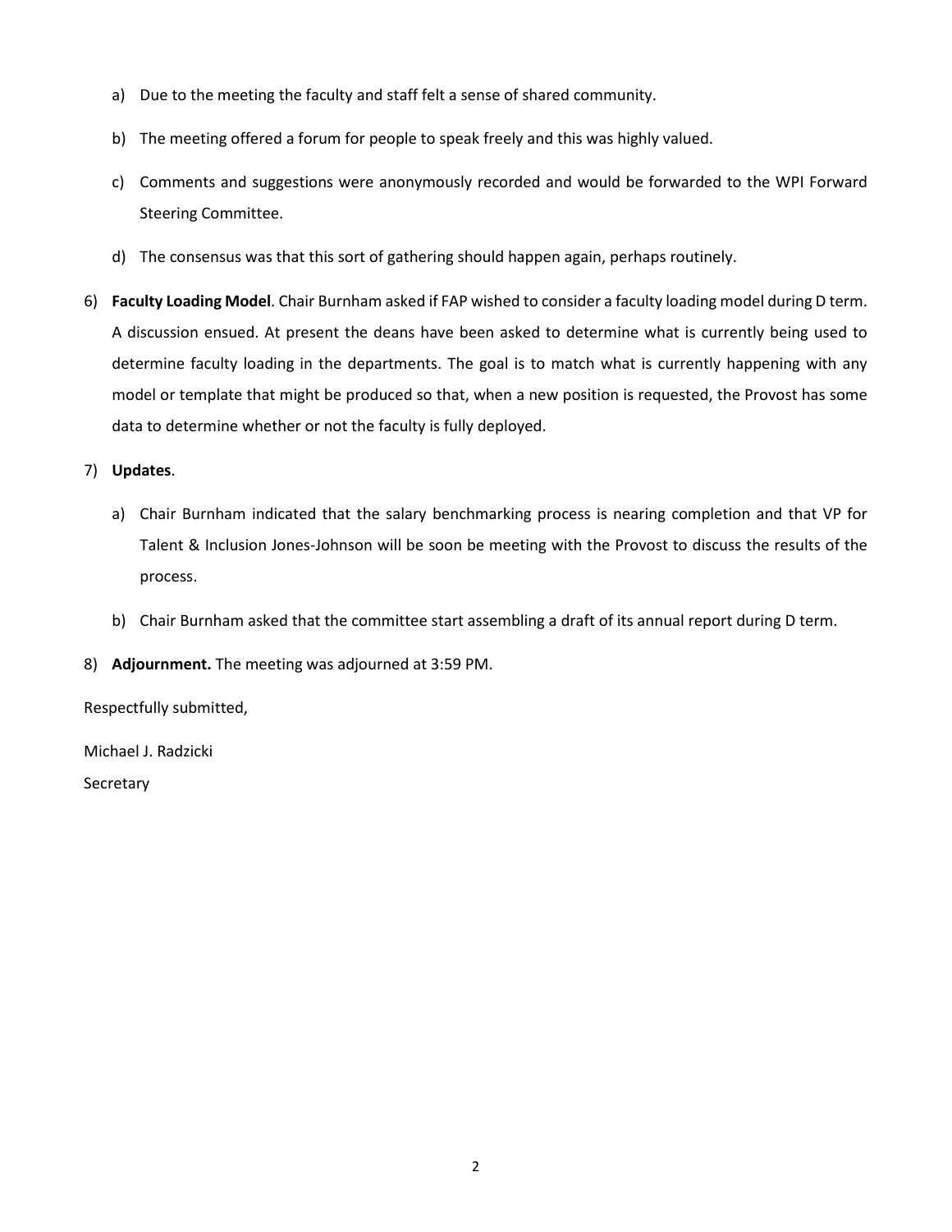a) Due to the meeting the faculty and staff felt a sense of shared community.

b) The meeting offered a forum for people to speak freely and this was highly valued.

c) Comments and suggestions were anonymously recorded and would be forwarded to the WPI Forward Steering Committee.

d) The consensus was that this sort of gathering should happen again, perhaps routinely.

6) **Faculty Loading Model**. Chair Burnham asked if FAP wished to consider a faculty loading model during D term. A discussion ensued. At present the deans have been asked to determine what is currently being used to determine faculty loading in the departments. The goal is to match what is currently happening with any model or template that might be produced so that, when a new position is requested, the Provost has some data to determine whether or not the faculty is fully deployed.

7) **Updates**.

a) Chair Burnham indicated that the salary benchmarking process is nearing completion and that VP for Talent & Inclusion Jones-Johnson will be soon be meeting with the Provost to discuss the results of the process.

b) Chair Burnham asked that the committee start assembling a draft of its annual report during D term.

8) **Adjournment.** The meeting was adjourned at 3:59 PM.

Respectfully submitted,

Michael J. Radzicki

Secretary